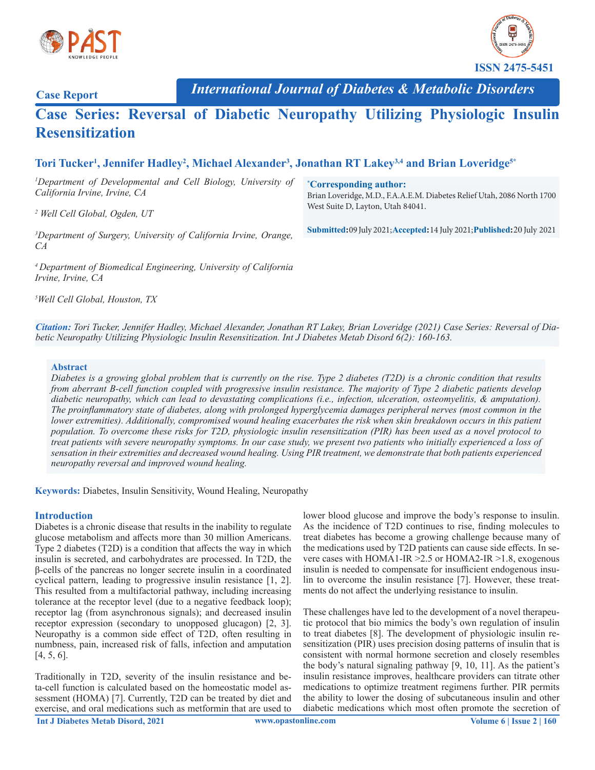Case Report

*International Journal of Diabetes & Metabolic Disorders*

ISSN 2475-5451

# Case Series: Reversal of Diabetic Neuropathy Utilizing Physiologic Insulin Resensitization

**Tori Tucker[1], Jennifer Hadley[2], Michael Alexander[3], Jonathan RT Lakey[3,4] and Brian Loveridge[5*]**

*[1]Department of Developmental and Cell Biology, University of California Irvine, Irvine, CA*

*[2] Well Cell Global, Ogden, UT*

*[3]Department of Surgery, University of California Irvine, Orange, CA*

*[4] Department of Biomedical Engineering, University of California Irvine, Irvine, CA*

*[5]Well Cell Global, Houston, TX*

**\*Corresponding author:**
Brian Loveridge, M.D., F.A.A.E.M. Diabetes Relief Utah, 2086 North 1700 West Suite D, Layton, Utah 84041.

**Submitted:** 09 July 2021; **Accepted:** 14 July 2021; **Published:** 20 July 2021

***Citation:*** *Tori Tucker, Jennifer Hadley, Michael Alexander, Jonathan RT Lakey, Brian Loveridge (2021) Case Series: Reversal of Diabetic Neuropathy Utilizing Physiologic Insulin Resensitization. Int J Diabetes Metab Disord 6(2): 160-163.*

### Abstract

*Diabetes is a growing global problem that is currently on the rise. Type 2 diabetes (T2D) is a chronic condition that results from aberrant B-cell function coupled with progressive insulin resistance. The majority of Type 2 diabetic patients develop diabetic neuropathy, which can lead to devastating complications (i.e., infection, ulceration, osteomyelitis, & amputation). The proinflammatory state of diabetes, along with prolonged hyperglycemia damages peripheral nerves (most common in the lower extremities). Additionally, compromised wound healing exacerbates the risk when skin breakdown occurs in this patient population. To overcome these risks for T2D, physiologic insulin resensitization (PIR) has been used as a novel protocol to treat patients with severe neuropathy symptoms. In our case study, we present two patients who initially experienced a loss of sensation in their extremities and decreased wound healing. Using PIR treatment, we demonstrate that both patients experienced neuropathy reversal and improved wound healing.*

**Keywords:** Diabetes, Insulin Sensitivity, Wound Healing, Neuropathy

## Introduction

Diabetes is a chronic disease that results in the inability to regulate glucose metabolism and affects more than 30 million Americans. Type 2 diabetes (T2D) is a condition that affects the way in which insulin is secreted, and carbohydrates are processed. In T2D, the β-cells of the pancreas no longer secrete insulin in a coordinated cyclical pattern, leading to progressive insulin resistance [1, 2]. This resulted from a multifactorial pathway, including increasing tolerance at the receptor level (due to a negative feedback loop); receptor lag (from asynchronous signals); and decreased insulin receptor expression (secondary to unopposed glucagon) [2, 3]. Neuropathy is a common side effect of T2D, often resulting in numbness, pain, increased risk of falls, infection and amputation [4, 5, 6].

Traditionally in T2D, severity of the insulin resistance and beta-cell function is calculated based on the homeostatic model assessment (HOMA) [7]. Currently, T2D can be treated by diet and exercise, and oral medications such as metformin that are used to lower blood glucose and improve the body's response to insulin. As the incidence of T2D continues to rise, finding molecules to treat diabetes has become a growing challenge because many of the medications used by T2D patients can cause side effects. In severe cases with HOMA1-IR >2.5 or HOMA2-IR >1.8, exogenous insulin is needed to compensate for insufficient endogenous insulin to overcome the insulin resistance [7]. However, these treatments do not affect the underlying resistance to insulin.

These challenges have led to the development of a novel therapeutic protocol that bio mimics the body's own regulation of insulin to treat diabetes [8]. The development of physiologic insulin resensitization (PIR) uses precision dosing patterns of insulin that is consistent with normal hormone secretion and closely resembles the body's natural signaling pathway [9, 10, 11]. As the patient's insulin resistance improves, healthcare providers can titrate other medications to optimize treatment regimens further. PIR permits the ability to lower the dosing of subcutaneous insulin and other diabetic medications which most often promote the secretion of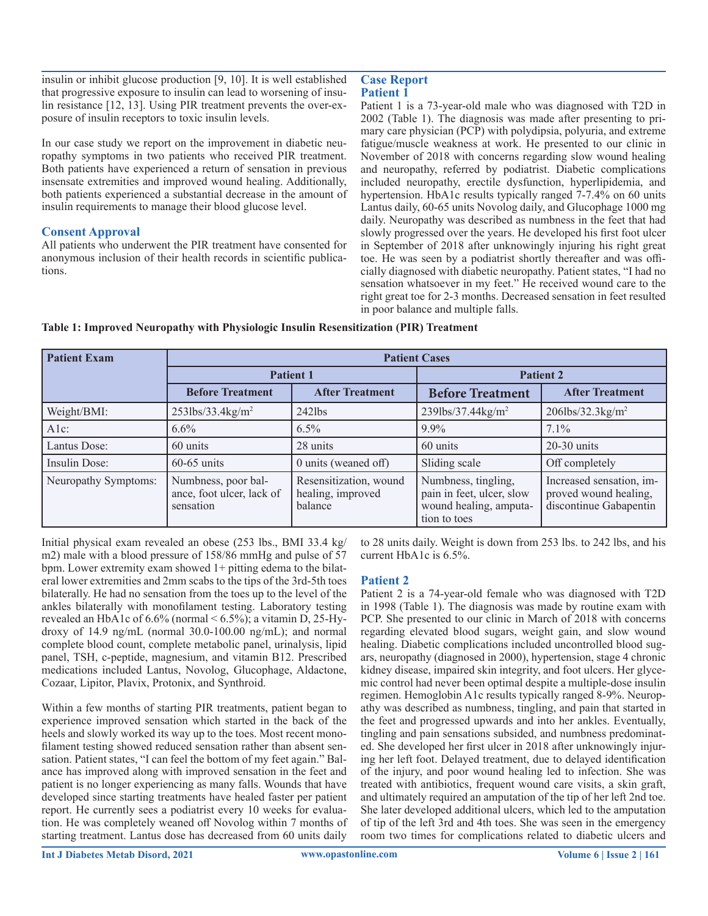insulin or inhibit glucose production [9, 10]. It is well established that progressive exposure to insulin can lead to worsening of insulin resistance [12, 13]. Using PIR treatment prevents the over-exposure of insulin receptors to toxic insulin levels.

In our case study we report on the improvement in diabetic neuropathy symptoms in two patients who received PIR treatment. Both patients have experienced a return of sensation in previous insensate extremities and improved wound healing. Additionally, both patients experienced a substantial decrease in the amount of insulin requirements to manage their blood glucose level.

## Consent Approval

All patients who underwent the PIR treatment have consented for anonymous inclusion of their health records in scientific publications.

## Case Report

### Patient 1

Patient 1 is a 73-year-old male who was diagnosed with T2D in 2002 (Table 1). The diagnosis was made after presenting to primary care physician (PCP) with polydipsia, polyuria, and extreme fatigue/muscle weakness at work. He presented to our clinic in November of 2018 with concerns regarding slow wound healing and neuropathy, referred by podiatrist. Diabetic complications included neuropathy, erectile dysfunction, hyperlipidemia, and hypertension. HbA1c results typically ranged 7-7.4% on 60 units Lantus daily, 60-65 units Novolog daily, and Glucophage 1000 mg daily. Neuropathy was described as numbness in the feet that had slowly progressed over the years. He developed his first foot ulcer in September of 2018 after unknowingly injuring his right great toe. He was seen by a podiatrist shortly thereafter and was officially diagnosed with diabetic neuropathy. Patient states, "I had no sensation whatsoever in my feet." He received wound care to the right great toe for 2-3 months. Decreased sensation in feet resulted in poor balance and multiple falls.

**Table 1: Improved Neuropathy with Physiologic Insulin Resensitization (PIR) Treatment**

| Patient Exam | Patient Cases | | | |
|---|---|---|---|---|
| | Patient 1 | | Patient 2 | |
| | Before Treatment | After Treatment | Before Treatment | After Treatment |
| Weight/BMI: | 253lbs/33.4kg/m$^2$ | 242lbs | 239lbs/37.44kg/m$^2$ | 206lbs/32.3kg/m$^2$ |
| A1c: | 6.6% | 6.5% | 9.9% | 7.1% |
| Lantus Dose: | 60 units | 28 units | 60 units | 20-30 units |
| Insulin Dose: | 60-65 units | 0 units (weaned off) | Sliding scale | Off completely |
| Neuropathy Symptoms: | Numbness, poor balance, foot ulcer, lack of sensation | Resensitization, wound healing, improved balance | Numbness, tingling, pain in feet, ulcer, slow wound healing, amputation to toes | Increased sensation, improved wound healing, discontinue Gabapentin |

Initial physical exam revealed an obese (253 lbs., BMI 33.4 kg/m2) male with a blood pressure of 158/86 mmHg and pulse of 57 bpm. Lower extremity exam showed 1+ pitting edema to the bilateral lower extremities and 2mm scabs to the tips of the 3rd-5th toes bilaterally. He had no sensation from the toes up to the level of the ankles bilaterally with monofilament testing. Laboratory testing revealed an HbA1c of 6.6% (normal < 6.5%); a vitamin D, 25-Hydroxy of 14.9 ng/mL (normal 30.0-100.00 ng/mL); and normal complete blood count, complete metabolic panel, urinalysis, lipid panel, TSH, c-peptide, magnesium, and vitamin B12. Prescribed medications included Lantus, Novolog, Glucophage, Aldactone, Cozaar, Lipitor, Plavix, Protonix, and Synthroid.

Within a few months of starting PIR treatments, patient began to experience improved sensation which started in the back of the heels and slowly worked its way up to the toes. Most recent monofilament testing showed reduced sensation rather than absent sensation. Patient states, "I can feel the bottom of my feet again." Balance has improved along with improved sensation in the feet and patient is no longer experiencing as many falls. Wounds that have developed since starting treatments have healed faster per patient report. He currently sees a podiatrist every 10 weeks for evaluation. He was completely weaned off Novolog within 7 months of starting treatment. Lantus dose has decreased from 60 units daily to 28 units daily. Weight is down from 253 lbs. to 242 lbs, and his current HbA1c is 6.5%.

### Patient 2

Patient 2 is a 74-year-old female who was diagnosed with T2D in 1998 (Table 1). The diagnosis was made by routine exam with PCP. She presented to our clinic in March of 2018 with concerns regarding elevated blood sugars, weight gain, and slow wound healing. Diabetic complications included uncontrolled blood sugars, neuropathy (diagnosed in 2000), hypertension, stage 4 chronic kidney disease, impaired skin integrity, and foot ulcers. Her glycemic control had never been optimal despite a multiple-dose insulin regimen. Hemoglobin A1c results typically ranged 8-9%. Neuropathy was described as numbness, tingling, and pain that started in the feet and progressed upwards and into her ankles. Eventually, tingling and pain sensations subsided, and numbness predominated. She developed her first ulcer in 2018 after unknowingly injuring her left foot. Delayed treatment, due to delayed identification of the injury, and poor wound healing led to infection. She was treated with antibiotics, frequent wound care visits, a skin graft, and ultimately required an amputation of the tip of her left 2nd toe. She later developed additional ulcers, which led to the amputation of tip of the left 3rd and 4th toes. She was seen in the emergency room two times for complications related to diabetic ulcers and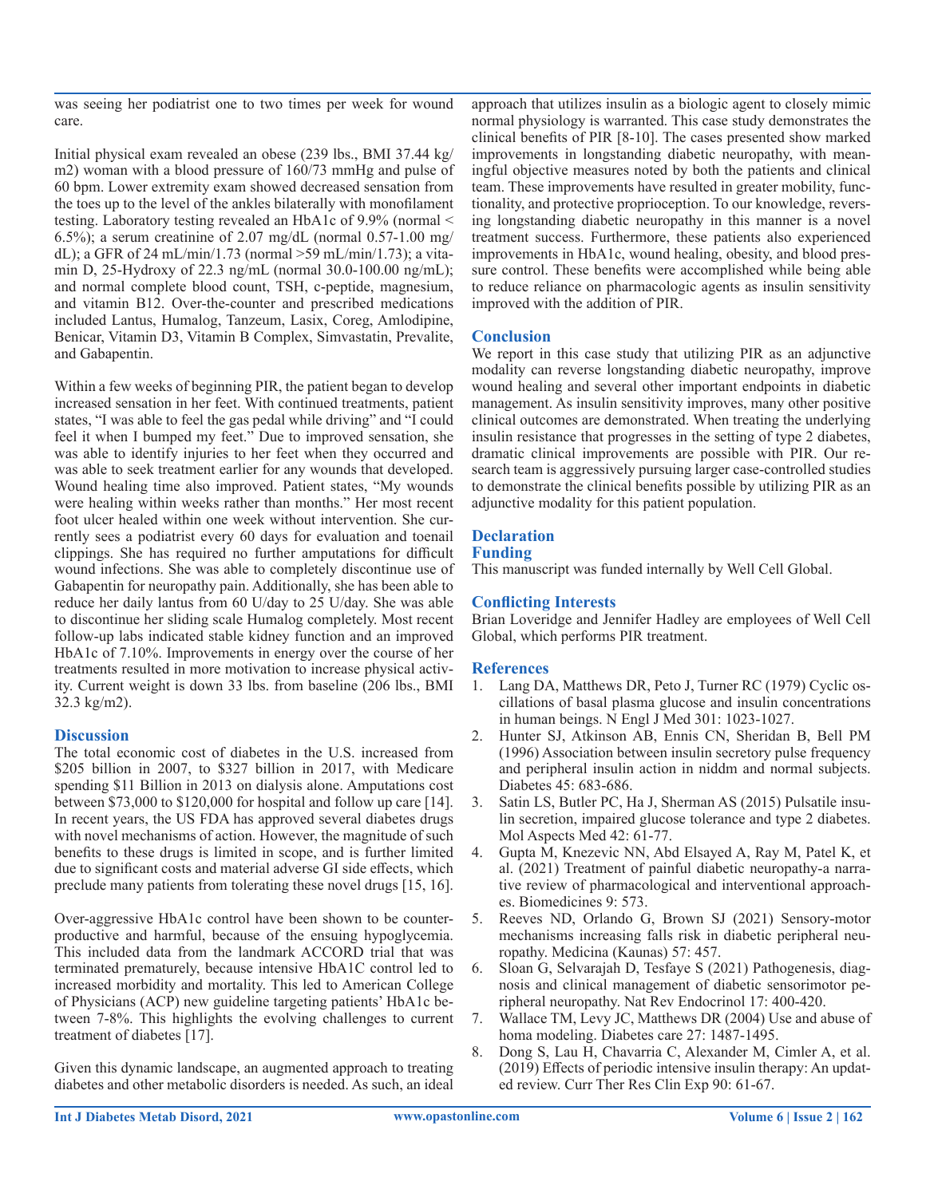was seeing her podiatrist one to two times per week for wound care.

Initial physical exam revealed an obese (239 lbs., BMI 37.44 kg/m2) woman with a blood pressure of 160/73 mmHg and pulse of 60 bpm. Lower extremity exam showed decreased sensation from the toes up to the level of the ankles bilaterally with monofilament testing. Laboratory testing revealed an HbA1c of 9.9% (normal < 6.5%); a serum creatinine of 2.07 mg/dL (normal 0.57-1.00 mg/dL); a GFR of 24 mL/min/1.73 (normal >59 mL/min/1.73); a vitamin D, 25-Hydroxy of 22.3 ng/mL (normal 30.0-100.00 ng/mL); and normal complete blood count, TSH, c-peptide, magnesium, and vitamin B12. Over-the-counter and prescribed medications included Lantus, Humalog, Tanzeum, Lasix, Coreg, Amlodipine, Benicar, Vitamin D3, Vitamin B Complex, Simvastatin, Prevalite, and Gabapentin.

Within a few weeks of beginning PIR, the patient began to develop increased sensation in her feet. With continued treatments, patient states, "I was able to feel the gas pedal while driving" and "I could feel it when I bumped my feet." Due to improved sensation, she was able to identify injuries to her feet when they occurred and was able to seek treatment earlier for any wounds that developed. Wound healing time also improved. Patient states, "My wounds were healing within weeks rather than months." Her most recent foot ulcer healed within one week without intervention. She currently sees a podiatrist every 60 days for evaluation and toenail clippings. She has required no further amputations for difficult wound infections. She was able to completely discontinue use of Gabapentin for neuropathy pain. Additionally, she has been able to reduce her daily lantus from 60 U/day to 25 U/day. She was able to discontinue her sliding scale Humalog completely. Most recent follow-up labs indicated stable kidney function and an improved HbA1c of 7.10%. Improvements in energy over the course of her treatments resulted in more motivation to increase physical activity. Current weight is down 33 lbs. from baseline (206 lbs., BMI 32.3 kg/m2).

## Discussion

The total economic cost of diabetes in the U.S. increased from $205 billion in 2007, to $327 billion in 2017, with Medicare spending $11 Billion in 2013 on dialysis alone. Amputations cost between $73,000 to $120,000 for hospital and follow up care [14]. In recent years, the US FDA has approved several diabetes drugs with novel mechanisms of action. However, the magnitude of such benefits to these drugs is limited in scope, and is further limited due to significant costs and material adverse GI side effects, which preclude many patients from tolerating these novel drugs [15, 16].

Over-aggressive HbA1c control have been shown to be counterproductive and harmful, because of the ensuing hypoglycemia. This included data from the landmark ACCORD trial that was terminated prematurely, because intensive HbA1C control led to increased morbidity and mortality. This led to American College of Physicians (ACP) new guideline targeting patients' HbA1c between 7-8%. This highlights the evolving challenges to current treatment of diabetes [17].

Given this dynamic landscape, an augmented approach to treating diabetes and other metabolic disorders is needed. As such, an ideal approach that utilizes insulin as a biologic agent to closely mimic normal physiology is warranted. This case study demonstrates the clinical benefits of PIR [8-10]. The cases presented show marked improvements in longstanding diabetic neuropathy, with meaningful objective measures noted by both the patients and clinical team. These improvements have resulted in greater mobility, functionality, and protective proprioception. To our knowledge, reversing longstanding diabetic neuropathy in this manner is a novel treatment success. Furthermore, these patients also experienced improvements in HbA1c, wound healing, obesity, and blood pressure control. These benefits were accomplished while being able to reduce reliance on pharmacologic agents as insulin sensitivity improved with the addition of PIR.

## Conclusion

We report in this case study that utilizing PIR as an adjunctive modality can reverse longstanding diabetic neuropathy, improve wound healing and several other important endpoints in diabetic management. As insulin sensitivity improves, many other positive clinical outcomes are demonstrated. When treating the underlying insulin resistance that progresses in the setting of type 2 diabetes, dramatic clinical improvements are possible with PIR. Our research team is aggressively pursuing larger case-controlled studies to demonstrate the clinical benefits possible by utilizing PIR as an adjunctive modality for this patient population.

## Declaration

### Funding

This manuscript was funded internally by Well Cell Global.

### Conflicting Interests

Brian Loveridge and Jennifer Hadley are employees of Well Cell Global, which performs PIR treatment.

## References

1. Lang DA, Matthews DR, Peto J, Turner RC (1979) Cyclic oscillations of basal plasma glucose and insulin concentrations in human beings. N Engl J Med 301: 1023-1027.
2. Hunter SJ, Atkinson AB, Ennis CN, Sheridan B, Bell PM (1996) Association between insulin secretory pulse frequency and peripheral insulin action in niddm and normal subjects. Diabetes 45: 683-686.
3. Satin LS, Butler PC, Ha J, Sherman AS (2015) Pulsatile insulin secretion, impaired glucose tolerance and type 2 diabetes. Mol Aspects Med 42: 61-77.
4. Gupta M, Knezevic NN, Abd Elsayed A, Ray M, Patel K, et al. (2021) Treatment of painful diabetic neuropathy-a narrative review of pharmacological and interventional approaches. Biomedicines 9: 573.
5. Reeves ND, Orlando G, Brown SJ (2021) Sensory-motor mechanisms increasing falls risk in diabetic peripheral neuropathy. Medicina (Kaunas) 57: 457.
6. Sloan G, Selvarajah D, Tesfaye S (2021) Pathogenesis, diagnosis and clinical management of diabetic sensorimotor peripheral neuropathy. Nat Rev Endocrinol 17: 400-420.
7. Wallace TM, Levy JC, Matthews DR (2004) Use and abuse of homa modeling. Diabetes care 27: 1487-1495.
8. Dong S, Lau H, Chavarria C, Alexander M, Cimler A, et al. (2019) Effects of periodic intensive insulin therapy: An updated review. Curr Ther Res Clin Exp 90: 61-67.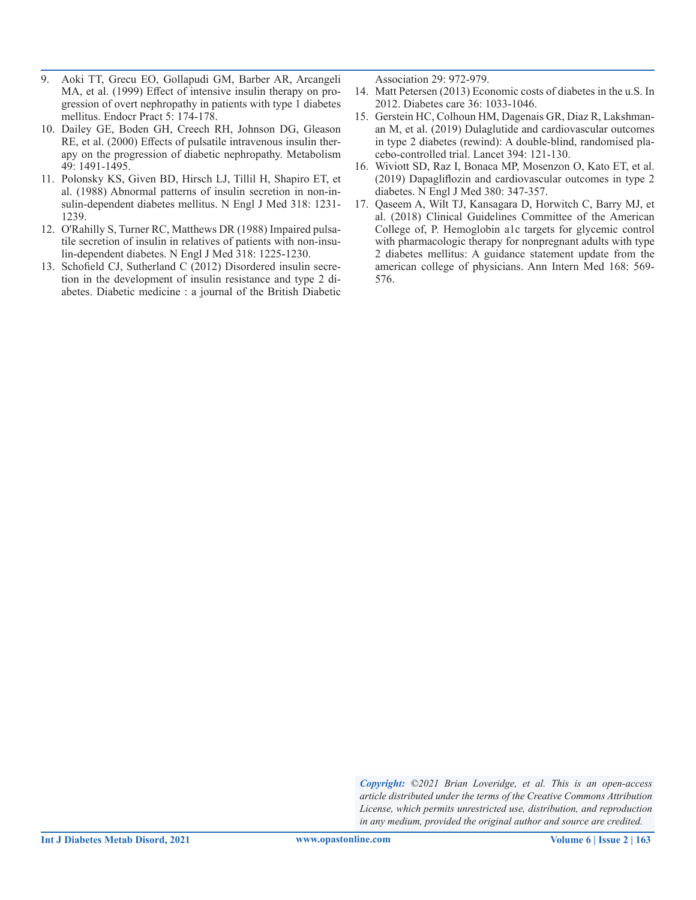9. Aoki TT, Grecu EO, Gollapudi GM, Barber AR, Arcangeli MA, et al. (1999) Effect of intensive insulin therapy on progression of overt nephropathy in patients with type 1 diabetes mellitus. Endocr Pract 5: 174-178.
10. Dailey GE, Boden GH, Creech RH, Johnson DG, Gleason RE, et al. (2000) Effects of pulsatile intravenous insulin therapy on the progression of diabetic nephropathy. Metabolism 49: 1491-1495.
11. Polonsky KS, Given BD, Hirsch LJ, Tillil H, Shapiro ET, et al. (1988) Abnormal patterns of insulin secretion in non-insulin-dependent diabetes mellitus. N Engl J Med 318: 1231-1239.
12. O'Rahilly S, Turner RC, Matthews DR (1988) Impaired pulsatile secretion of insulin in relatives of patients with non-insulin-dependent diabetes. N Engl J Med 318: 1225-1230.
13. Schofield CJ, Sutherland C (2012) Disordered insulin secretion in the development of insulin resistance and type 2 diabetes. Diabetic medicine : a journal of the British Diabetic Association 29: 972-979.
14. Matt Petersen (2013) Economic costs of diabetes in the u.S. In 2012. Diabetes care 36: 1033-1046.
15. Gerstein HC, Colhoun HM, Dagenais GR, Diaz R, Lakshmanan M, et al. (2019) Dulaglutide and cardiovascular outcomes in type 2 diabetes (rewind): A double-blind, randomised placebo-controlled trial. Lancet 394: 121-130.
16. Wiviott SD, Raz I, Bonaca MP, Mosenzon O, Kato ET, et al. (2019) Dapagliflozin and cardiovascular outcomes in type 2 diabetes. N Engl J Med 380: 347-357.
17. Qaseem A, Wilt TJ, Kansagara D, Horwitch C, Barry MJ, et al. (2018) Clinical Guidelines Committee of the American College of, P. Hemoglobin a1c targets for glycemic control with pharmacologic therapy for nonpregnant adults with type 2 diabetes mellitus: A guidance statement update from the american college of physicians. Ann Intern Med 168: 569-576.

***Copyright:*** *©2021 Brian Loveridge, et al. This is an open-access article distributed under the terms of the Creative Commons Attribution License, which permits unrestricted use, distribution, and reproduction in any medium, provided the original author and source are credited.*